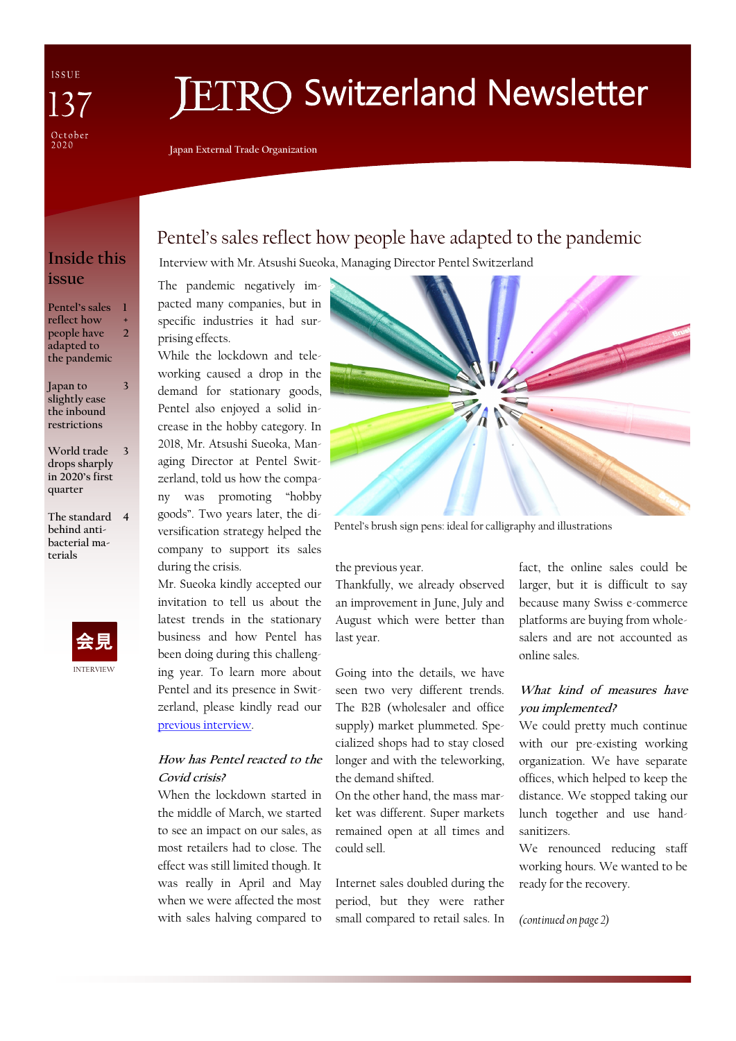ISSUE 137

October 2020

# JETRO Switzerland Newsletter

Japan External Trade Organization

## Inside this issue

Pentel's sales reflect how people have adapted to the pandemic — 1 + 2

Japan to slightly ease the inbound restrictions — 3

World trade drops sharply in 2020's first quarter — 3

The standard behind anti-bacterial materials — 4

会見

INTERVIEW

## Pentel's sales reflect how people have adapted to the pandemic

Interview with Mr. Atsushi Sueoka, Managing Director Pentel Switzerland

The pandemic negatively impacted many companies, but in specific industries it had surprising effects.

While the lockdown and teleworking caused a drop in the demand for stationary goods, Pentel also enjoyed a solid increase in the hobby category. In 2018, Mr. Atsushi Sueoka, Managing Director at Pentel Switzerland, told us how the company was promoting "hobby goods". Two years later, the diversification strategy helped the company to support its sales during the crisis.

Mr. Sueoka kindly accepted our invitation to tell us about the latest trends in the stationary business and how Pentel has been doing during this challenging year. To learn more about Pentel and its presence in Switzerland, please kindly read our [previous interview](#).

Pentel's brush sign pens: ideal for calligraphy and illustrations

### *How has Pentel reacted to the Covid crisis?*

When the lockdown started in the middle of March, we started to see an impact on our sales, as most retailers had to close. The effect was still limited though. It was really in April and May when we were affected the most with sales halving compared to the previous year.

Thankfully, we already observed an improvement in June, July and August which were better than last year.

Going into the details, we have seen two very different trends. The B2B (wholesaler and office supply) market plummeted. Specialized shops had to stay closed longer and with the teleworking, the demand shifted.

On the other hand, the mass market was different. Super markets remained open at all times and could sell.

Internet sales doubled during the period, but they were rather small compared to retail sales. In fact, the online sales could be larger, but it is difficult to say because many Swiss e-commerce platforms are buying from wholesalers and are not accounted as online sales.

### *What kind of measures have you implemented?*

We could pretty much continue with our pre-existing working organization. We have separate offices, which helped to keep the distance. We stopped taking our lunch together and use hand-sanitizers.

We renounced reducing staff working hours. We wanted to be ready for the recovery.

*(continued on page 2)*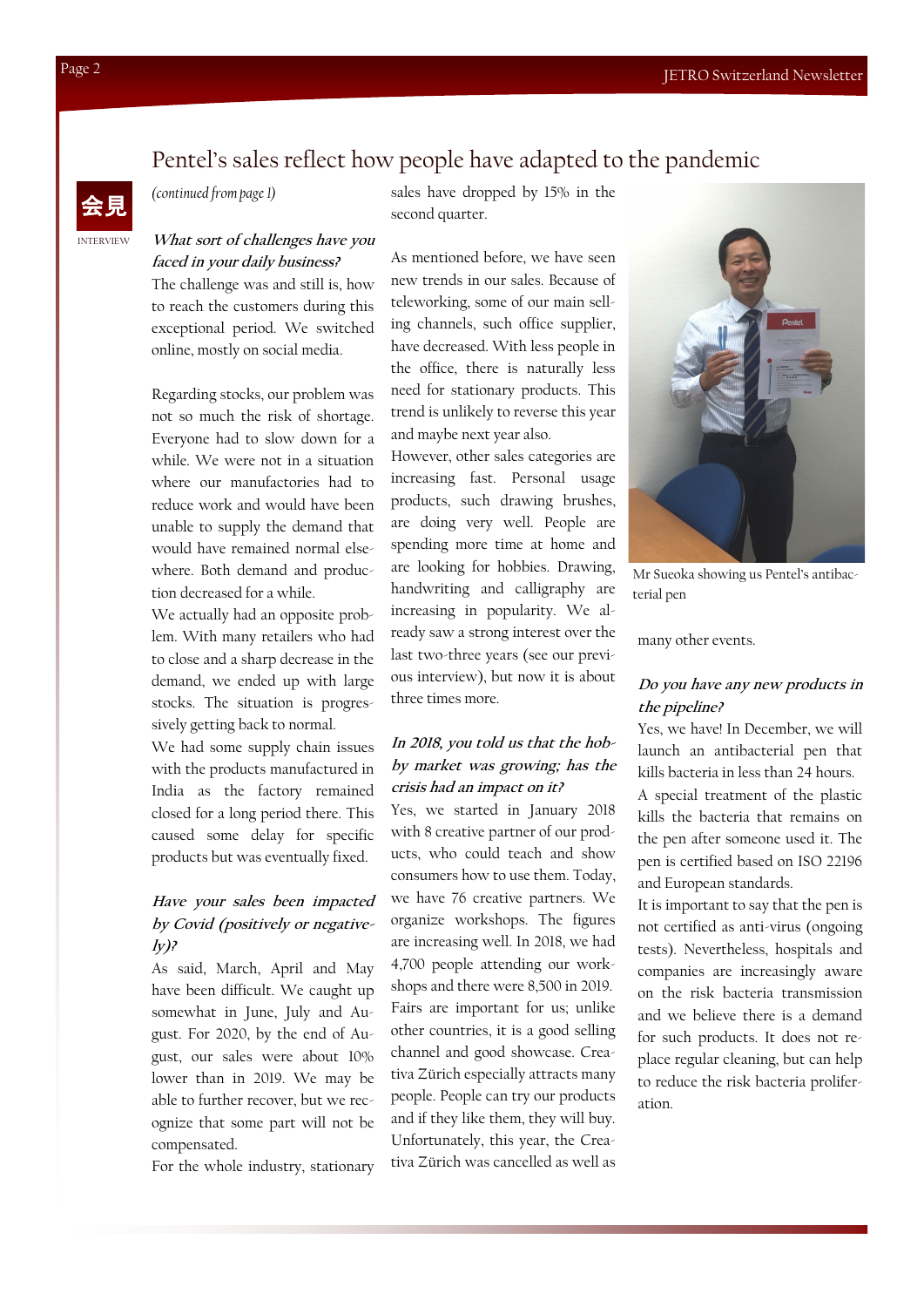# Pentel's sales reflect how people have adapted to the pandemic

会見

INTERVIEW

*(continued from page 1)*

***What sort of challenges have you faced in your daily business?***

The challenge was and still is, how to reach the customers during this exceptional period. We switched online, mostly on social media.

Regarding stocks, our problem was not so much the risk of shortage. Everyone had to slow down for a while. We were not in a situation where our manufactories had to reduce work and would have been unable to supply the demand that would have remained normal elsewhere. Both demand and production decreased for a while.

We actually had an opposite problem. With many retailers who had to close and a sharp decrease in the demand, we ended up with large stocks. The situation is progressively getting back to normal.

We had some supply chain issues with the products manufactured in India as the factory remained closed for a long period there. This caused some delay for specific products but was eventually fixed.

***Have your sales been impacted by Covid (positively or negatively)?***

As said, March, April and May have been difficult. We caught up somewhat in June, July and August. For 2020, by the end of August, our sales were about 10% lower than in 2019. We may be able to further recover, but we recognize that some part will not be compensated.

For the whole industry, stationary sales have dropped by 15% in the second quarter.

As mentioned before, we have seen new trends in our sales. Because of teleworking, some of our main selling channels, such office supplier, have decreased. With less people in the office, there is naturally less need for stationary products. This trend is unlikely to reverse this year and maybe next year also.

However, other sales categories are increasing fast. Personal usage products, such drawing brushes, are doing very well. People are spending more time at home and are looking for hobbies. Drawing, handwriting and calligraphy are increasing in popularity. We already saw a strong interest over the last two-three years (see our previous interview), but now it is about three times more.

***In 2018, you told us that the hobby market was growing; has the crisis had an impact on it?***

Yes, we started in January 2018 with 8 creative partner of our products, who could teach and show consumers how to use them. Today, we have 76 creative partners. We organize workshops. The figures are increasing well. In 2018, we had 4,700 people attending our workshops and there were 8,500 in 2019.

Fairs are important for us; unlike other countries, it is a good selling channel and good showcase. Creativa Zürich especially attracts many people. People can try our products and if they like them, they will buy. Unfortunately, this year, the Creativa Zürich was cancelled as well as many other events.

Mr Sueoka showing us Pentel's antibacterial pen

***Do you have any new products in the pipeline?***

Yes, we have! In December, we will launch an antibacterial pen that kills bacteria in less than 24 hours.

A special treatment of the plastic kills the bacteria that remains on the pen after someone used it. The pen is certified based on ISO 22196 and European standards.

It is important to say that the pen is not certified as anti-virus (ongoing tests). Nevertheless, hospitals and companies are increasingly aware on the risk bacteria transmission and we believe there is a demand for such products. It does not replace regular cleaning, but can help to reduce the risk bacteria proliferation.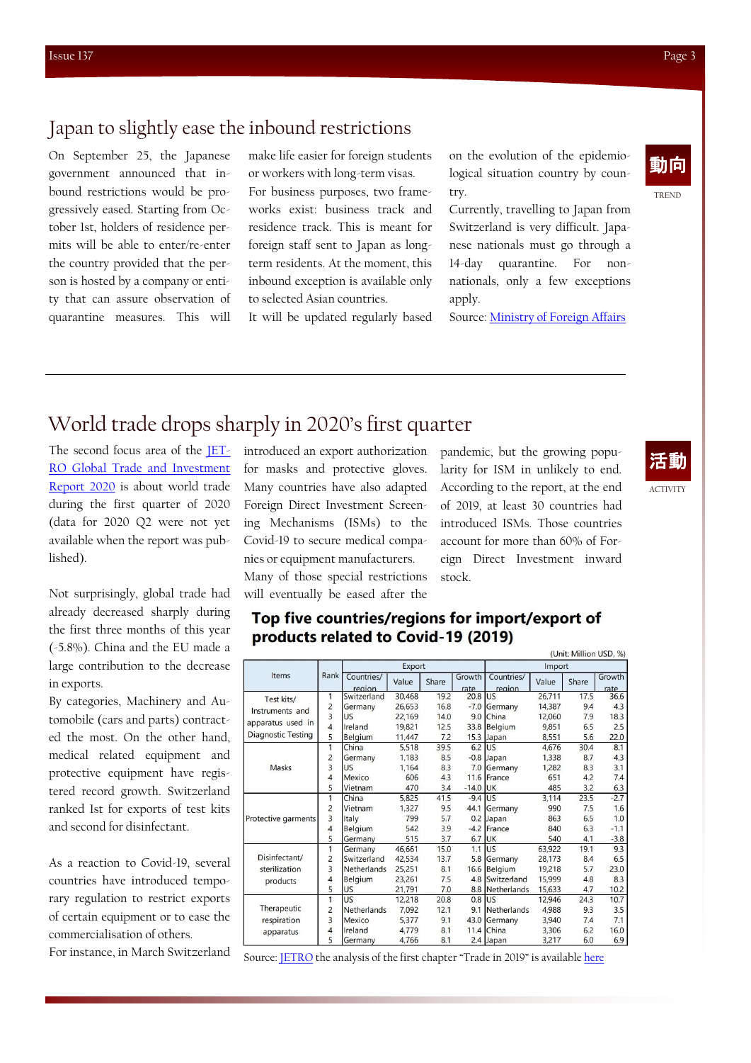## Japan to slightly ease the inbound restrictions

動向

TREND

On September 25, the Japanese government announced that inbound restrictions would be progressively eased. Starting from October 1st, holders of residence permits will be able to enter/re-enter the country provided that the person is hosted by a company or entity that can assure observation of quarantine measures. This will make life easier for foreign students or workers with long-term visas.

For business purposes, two frameworks exist: business track and residence track. This is meant for foreign staff sent to Japan as long-term residents. At the moment, this inbound exception is available only to selected Asian countries.

It will be updated regularly based on the evolution of the epidemiological situation country by country.

Currently, travelling to Japan from Switzerland is very difficult. Japanese nationals must go through a 14-day quarantine. For non-nationals, only a few exceptions apply.

Source: [Ministry of Foreign Affairs]

## World trade drops sharply in 2020's first quarter

活動

ACTIVITY

The second focus area of the [JETRO Global Trade and Investment Report 2020] is about world trade during the first quarter of 2020 (data for 2020 Q2 were not yet available when the report was published).

Not surprisingly, global trade had already decreased sharply during the first three months of this year (-5.8%). China and the EU made a large contribution to the decrease in exports.

By categories, Machinery and Automobile (cars and parts) contracted the most. On the other hand, medical related equipment and protective equipment have registered record growth. Switzerland ranked 1st for exports of test kits and second for disinfectant.

As a reaction to Covid-19, several countries have introduced temporary regulation to restrict exports of certain equipment or to ease the commercialisation of others.

For instance, in March Switzerland introduced an export authorization for masks and protective gloves. Many countries have also adapted Foreign Direct Investment Screening Mechanisms (ISMs) to the Covid-19 to secure medical companies or equipment manufacturers. Many of those special restrictions will eventually be eased after the pandemic, but the growing popularity for ISM in unlikely to end. According to the report, at the end of 2019, at least 30 countries had introduced ISMs. Those countries account for more than 60% of Foreign Direct Investment inward stock.

**Top five countries/regions for import/export of products related to Covid-19 (2019)**

(Unit: Million USD, %)

| Items | Rank | Export | | | | Import | | | |
|---|---|---|---|---|---|---|---|---|---|
| | | Countries/ region | Value | Share | Growth rate | Countries/ region | Value | Share | Growth rate |
| Test kits/ Instruments and apparatus used in Diagnostic Testing | 1 | Switzerland | 30,468 | 19.2 | 20.8 | US | 26,711 | 17.5 | 36.6 |
| | 2 | Germany | 26,653 | 16.8 | -7.0 | Germany | 14,387 | 9.4 | 4.3 |
| | 3 | US | 22,169 | 14.0 | 9.0 | China | 12,060 | 7.9 | 18.3 |
| | 4 | Ireland | 19,821 | 12.5 | 33.8 | Belgium | 9,851 | 6.5 | 2.5 |
| | 5 | Belgium | 11,447 | 7.2 | 15.3 | Japan | 8,551 | 5.6 | 22.0 |
| Masks | 1 | China | 5,518 | 39.5 | 6.2 | US | 4,676 | 30.4 | 8.1 |
| | 2 | Germany | 1,183 | 8.5 | -0.8 | Japan | 1,338 | 8.7 | 4.3 |
| | 3 | US | 1,164 | 8.3 | 7.0 | Germany | 1,282 | 8.3 | 3.1 |
| | 4 | Mexico | 606 | 4.3 | 11.6 | France | 651 | 4.2 | 7.4 |
| | 5 | Vietnam | 470 | 3.4 | -14.0 | UK | 485 | 3.2 | 6.3 |
| Protective garments | 1 | China | 5,825 | 41.5 | -9.4 | US | 3,114 | 23.5 | -2.7 |
| | 2 | Vietnam | 1,327 | 9.5 | 44.1 | Germany | 990 | 7.5 | 1.6 |
| | 3 | Italy | 799 | 5.7 | 0.2 | Japan | 863 | 6.5 | 1.0 |
| | 4 | Belgium | 542 | 3.9 | -4.2 | France | 840 | 6.3 | -1.1 |
| | 5 | Germany | 515 | 3.7 | 6.7 | UK | 540 | 4.1 | -3.8 |
| Disinfectant/ sterilization products | 1 | Germany | 46,661 | 15.0 | 1.1 | US | 63,922 | 19.1 | 9.3 |
| | 2 | Switzerland | 42,534 | 13.7 | 5.8 | Germany | 28,173 | 8.4 | 6.5 |
| | 3 | Netherlands | 25,251 | 8.1 | 16.6 | Belgium | 19,218 | 5.7 | 23.0 |
| | 4 | Belgium | 23,261 | 7.5 | 4.8 | Switzerland | 15,999 | 4.8 | 8.3 |
| | 5 | US | 21,791 | 7.0 | 8.8 | Netherlands | 15,633 | 4.7 | 10.2 |
| Therapeutic respiration apparatus | 1 | US | 12,218 | 20.8 | 0.8 | US | 12,946 | 24.3 | 10.7 |
| | 2 | Netherlands | 7,092 | 12.1 | 9.1 | Netherlands | 4,988 | 9.3 | 3.5 |
| | 3 | Mexico | 5,377 | 9.1 | 43.0 | Germany | 3,940 | 7.4 | 7.1 |
| | 4 | Ireland | 4,779 | 8.1 | 11.4 | China | 3,306 | 6.2 | 16.0 |
| | 5 | Germany | 4,766 | 8.1 | 2.4 | Japan | 3,217 | 6.0 | 6.9 |

Source: [JETRO] the analysis of the first chapter "Trade in 2019" is available [here]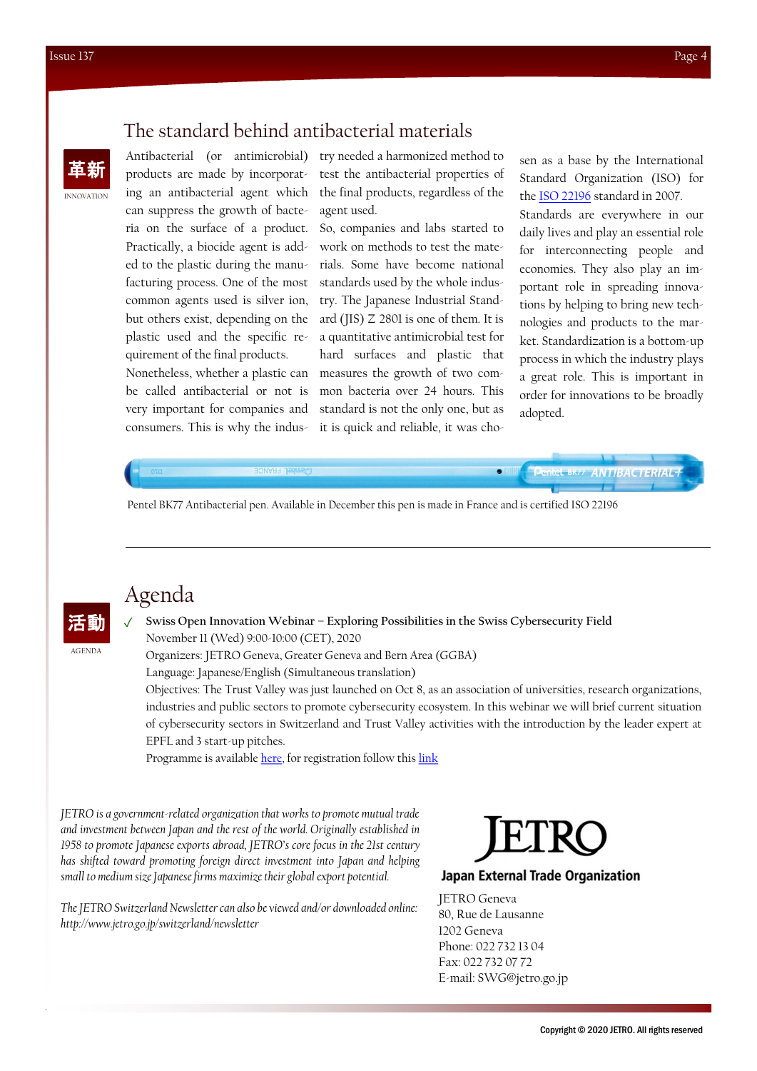## The standard behind antibacterial materials

革新

INNOVATION

Antibacterial (or antimicrobial) products are made by incorporating an antibacterial agent which can suppress the growth of bacteria on the surface of a product. Practically, a biocide agent is added to the plastic during the manufacturing process. One of the most common agents used is silver ion, but others exist, depending on the plastic used and the specific requirement of the final products.

Nonetheless, whether a plastic can be called antibacterial or not is very important for companies and consumers. This is why the industry needed a harmonized method to test the antibacterial properties of the final products, regardless of the agent used.

So, companies and labs started to work on methods to test the materials. Some have become national standards used by the whole industry. The Japanese Industrial Standard (JIS) Z 2801 is one of them. It is a quantitative antimicrobial test for hard surfaces and plastic that measures the growth of two common bacteria over 24 hours. This standard is not the only one, but as it is quick and reliable, it was chosen as a base by the International Standard Organization (ISO) for the ISO 22196 standard in 2007.

Standards are everywhere in our daily lives and play an essential role for interconnecting people and economies. They also play an important role in spreading innovations by helping to bring new technologies and products to the market. Standardization is a bottom-up process in which the industry plays a great role. This is important in order for innovations to be broadly adopted.

Pentel BK77 Antibacterial pen. Available in December this pen is made in France and is certified ISO 22196

---

## Agenda

活動

AGENDA

- **Swiss Open Innovation Webinar – Exploring Possibilities in the Swiss Cybersecurity Field**
  November 11 (Wed) 9:00-10:00 (CET), 2020
  Organizers: JETRO Geneva, Greater Geneva and Bern Area (GGBA)
  Language: Japanese/English (Simultaneous translation)
  Objectives: The Trust Valley was just launched on Oct 8, as an association of universities, research organizations, industries and public sectors to promote cybersecurity ecosystem. In this webinar we will brief current situation of cybersecurity sectors in Switzerland and Trust Valley activities with the introduction by the leader expert at EPFL and 3 start-up pitches.
  Programme is available here, for registration follow this link

*JETRO is a government-related organization that works to promote mutual trade and investment between Japan and the rest of the world. Originally established in 1958 to promote Japanese exports abroad, JETRO's core focus in the 21st century has shifted toward promoting foreign direct investment into Japan and helping small to medium size Japanese firms maximize their global export potential.*

*The JETRO Switzerland Newsletter can also be viewed and/or downloaded online: http://www.jetro.go.jp/switzerland/newsletter*

JETRO
Japan External Trade Organization

JETRO Geneva
80, Rue de Lausanne
1202 Geneva
Phone: 022 732 13 04
Fax: 022 732 07 72
E-mail: SWG@jetro.go.jp

Copyright © 2020 JETRO. All rights reserved